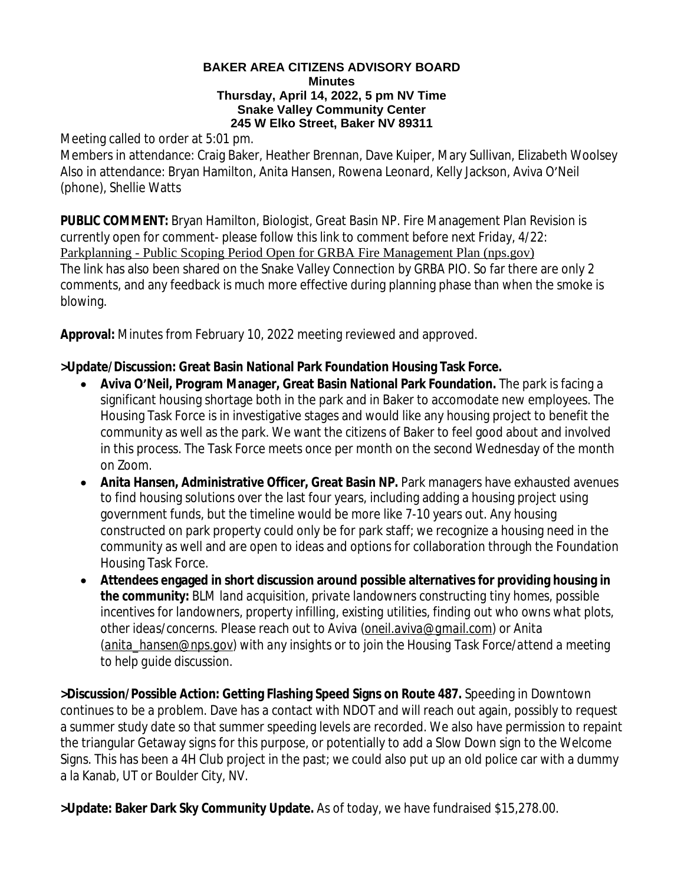**BAKER AREA CITIZENS ADVISORY BOARD**
**Minutes**
**Thursday, April 14, 2022, 5 pm NV Time**
**Snake Valley Community Center**
**245 W Elko Street, Baker NV 89311**

Meeting called to order at 5:01 pm.
Members in attendance: Craig Baker, Heather Brennan, Dave Kuiper, Mary Sullivan, Elizabeth Woolsey
Also in attendance: Bryan Hamilton, Anita Hansen, Rowena Leonard, Kelly Jackson, Aviva O'Neil (phone), Shellie Watts

**PUBLIC COMMENT:** Bryan Hamilton, Biologist, Great Basin NP. Fire Management Plan Revision is currently open for comment- please follow this link to comment before next Friday, 4/22: Parkplanning - Public Scoping Period Open for GRBA Fire Management Plan (nps.gov)
The link has also been shared on the Snake Valley Connection by GRBA PIO. So far there are only 2 comments, and any feedback is much more effective during planning phase than when the smoke is blowing.

**Approval:** Minutes from February 10, 2022 meeting reviewed and approved.

**>Update/Discussion: Great Basin National Park Foundation Housing Task Force.**

- **Aviva O'Neil, Program Manager, Great Basin National Park Foundation.** The park is facing a significant housing shortage both in the park and in Baker to accomodate new employees. The Housing Task Force is in investigative stages and would like any housing project to benefit the community as well as the park. We want the citizens of Baker to feel good about and involved in this process. The Task Force meets once per month on the second Wednesday of the month on Zoom.
- **Anita Hansen, Administrative Officer, Great Basin NP.** Park managers have exhausted avenues to find housing solutions over the last four years, including adding a housing project using government funds, but the timeline would be more like 7-10 years out. Any housing constructed on park property could only be for park staff; we recognize a housing need in the community as well and are open to ideas and options for collaboration through the Foundation Housing Task Force.
- **Attendees engaged in short discussion around possible alternatives for providing housing in the community:** *BLM land acquisition, private landowners constructing tiny homes, possible incentives for landowners, property infilling, existing utilities, finding out who owns what plots, other ideas/concerns. Please reach out to Aviva (oneil.aviva@gmail.com) or Anita (anita_hansen@nps.gov) with any insights or to join the Housing Task Force/attend a meeting to help guide discussion.*

**>Discussion/Possible Action: Getting Flashing Speed Signs on Route 487.** Speeding in Downtown continues to be a problem. Dave has a contact with NDOT and will reach out again, possibly to request a summer study date so that summer speeding levels are recorded. We also have permission to repaint the triangular Getaway signs for this purpose, or potentially to add a Slow Down sign to the Welcome Signs. This has been a 4H Club project in the past; we could also put up an old police car with a dummy a la Kanab, UT or Boulder City, NV.

**>Update: Baker Dark Sky Community Update.** As of today, we have fundraised $15,278.00.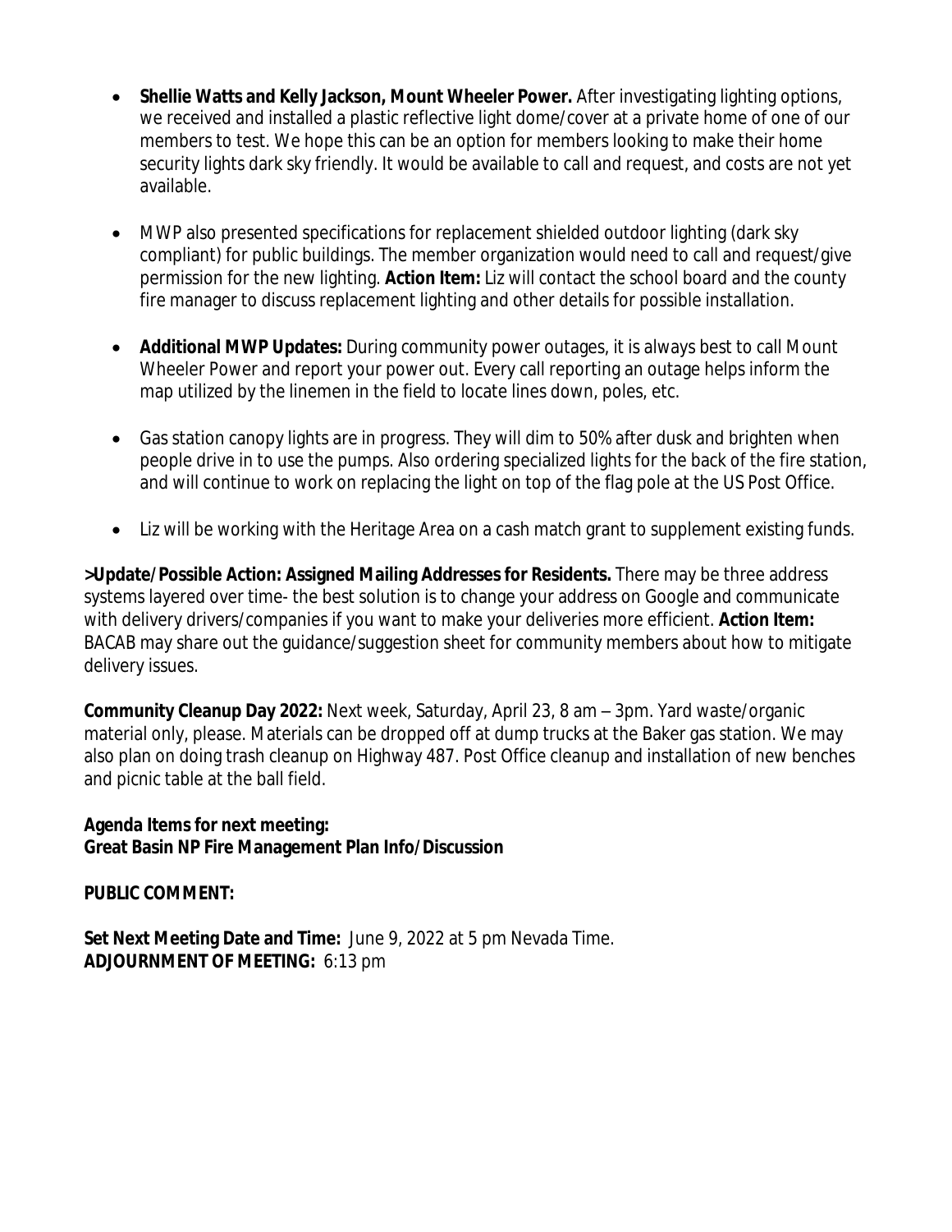- **Shellie Watts and Kelly Jackson, Mount Wheeler Power.** After investigating lighting options, we received and installed a plastic reflective light dome/cover at a private home of one of our members to test. We hope this can be an option for members looking to make their home security lights dark sky friendly. It would be available to call and request, and costs are not yet available.

- MWP also presented specifications for replacement shielded outdoor lighting (dark sky compliant) for public buildings. The member organization would need to call and request/give permission for the new lighting. **Action Item:** Liz will contact the school board and the county fire manager to discuss replacement lighting and other details for possible installation.

- **Additional MWP Updates:** During community power outages, it is always best to call Mount Wheeler Power and report your power out. Every call reporting an outage helps inform the map utilized by the linemen in the field to locate lines down, poles, etc.

- Gas station canopy lights are in progress. They will dim to 50% after dusk and brighten when people drive in to use the pumps. Also ordering specialized lights for the back of the fire station, and will continue to work on replacing the light on top of the flag pole at the US Post Office.

- Liz will be working with the Heritage Area on a cash match grant to supplement existing funds.

**>Update/Possible Action: Assigned Mailing Addresses for Residents.** There may be three address systems layered over time- the best solution is to change your address on Google and communicate with delivery drivers/companies if you want to make your deliveries more efficient. **Action Item:** BACAB may share out the guidance/suggestion sheet for community members about how to mitigate delivery issues.

**Community Cleanup Day 2022:** Next week, Saturday, April 23, 8 am – 3pm. Yard waste/organic material only, please. Materials can be dropped off at dump trucks at the Baker gas station. We may also plan on doing trash cleanup on Highway 487. Post Office cleanup and installation of new benches and picnic table at the ball field.

**Agenda Items for next meeting:**
**Great Basin NP Fire Management Plan Info/Discussion**

**PUBLIC COMMENT:**

**Set Next Meeting Date and Time:** June 9, 2022 at 5 pm Nevada Time.
**ADJOURNMENT OF MEETING:** 6:13 pm